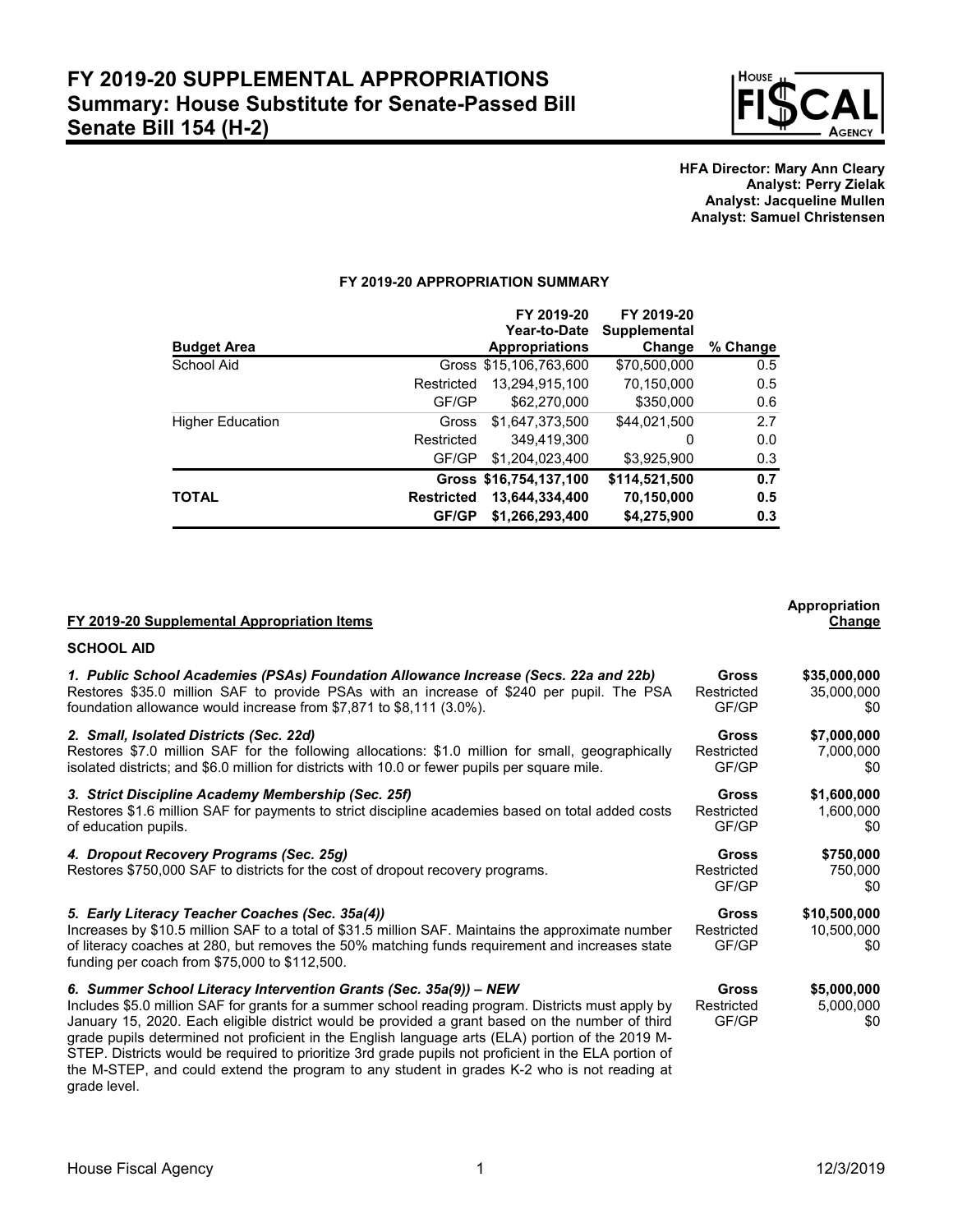# FY 2019-20 SUPPLEMENTAL APPROPRIATIONS
## Summary: House Substitute for Senate-Passed Bill
## Senate Bill 154 (H-2)

**HFA Director: Mary Ann Cleary**
**Analyst: Perry Zielak**
**Analyst: Jacqueline Mullen**
**Analyst: Samuel Christensen**

**FY 2019-20 APPROPRIATION SUMMARY**

| Budget Area | | FY 2019-20 Year-to-Date Appropriations | FY 2019-20 Supplemental Change | % Change |
|---|---|---|---|---|
| School Aid | Gross | $15,106,763,600 | $70,500,000 | 0.5 |
| | Restricted | 13,294,915,100 | 70,150,000 | 0.5 |
| | GF/GP | $62,270,000 | $350,000 | 0.6 |
| Higher Education | Gross | $1,647,373,500 | $44,021,500 | 2.7 |
| | Restricted | 349,419,300 | 0 | 0.0 |
| | GF/GP | $1,204,023,400 | $3,925,900 | 0.3 |
| | **Gross** | **$16,754,137,100** | **$114,521,500** | **0.7** |
| **TOTAL** | **Restricted** | **13,644,334,400** | **70,150,000** | **0.5** |
| | **GF/GP** | **$1,266,293,400** | **$4,275,900** | **0.3** |

| FY 2019-20 Supplemental Appropriation Items | | Appropriation Change |
|---|---|---|

**SCHOOL AID**

| Item | | Appropriation Change |
|---|---|---|
| ***1. Public School Academies (PSAs) Foundation Allowance Increase (Secs. 22a and 22b)*** Restores $35.0 million SAF to provide PSAs with an increase of $240 per pupil. The PSA foundation allowance would increase from $7,871 to $8,111 (3.0%). | **Gross** | **$35,000,000** |
| | Restricted | 35,000,000 |
| | GF/GP | $0 |
| ***2. Small, Isolated Districts (Sec. 22d)*** Restores $7.0 million SAF for the following allocations: $1.0 million for small, geographically isolated districts; and $6.0 million for districts with 10.0 or fewer pupils per square mile. | **Gross** | **$7,000,000** |
| | Restricted | 7,000,000 |
| | GF/GP | $0 |
| ***3. Strict Discipline Academy Membership (Sec. 25f)*** Restores $1.6 million SAF for payments to strict discipline academies based on total added costs of education pupils. | **Gross** | **$1,600,000** |
| | Restricted | 1,600,000 |
| | GF/GP | $0 |
| ***4. Dropout Recovery Programs (Sec. 25g)*** Restores $750,000 SAF to districts for the cost of dropout recovery programs. | **Gross** | **$750,000** |
| | Restricted | 750,000 |
| | GF/GP | $0 |
| ***5. Early Literacy Teacher Coaches (Sec. 35a(4))*** Increases by $10.5 million SAF to a total of $31.5 million SAF. Maintains the approximate number of literacy coaches at 280, but removes the 50% matching funds requirement and increases state funding per coach from $75,000 to $112,500. | **Gross** | **$10,500,000** |
| | Restricted | 10,500,000 |
| | GF/GP | $0 |
| ***6. Summer School Literacy Intervention Grants (Sec. 35a(9)) – NEW*** Includes $5.0 million SAF for grants for a summer school reading program. Districts must apply by January 15, 2020. Each eligible district would be provided a grant based on the number of third grade pupils determined not proficient in the English language arts (ELA) portion of the 2019 M-STEP. Districts would be required to prioritize 3rd grade pupils not proficient in the ELA portion of the M-STEP, and could extend the program to any student in grades K-2 who is not reading at grade level. | **Gross** | **$5,000,000** |
| | Restricted | 5,000,000 |
| | GF/GP | $0 |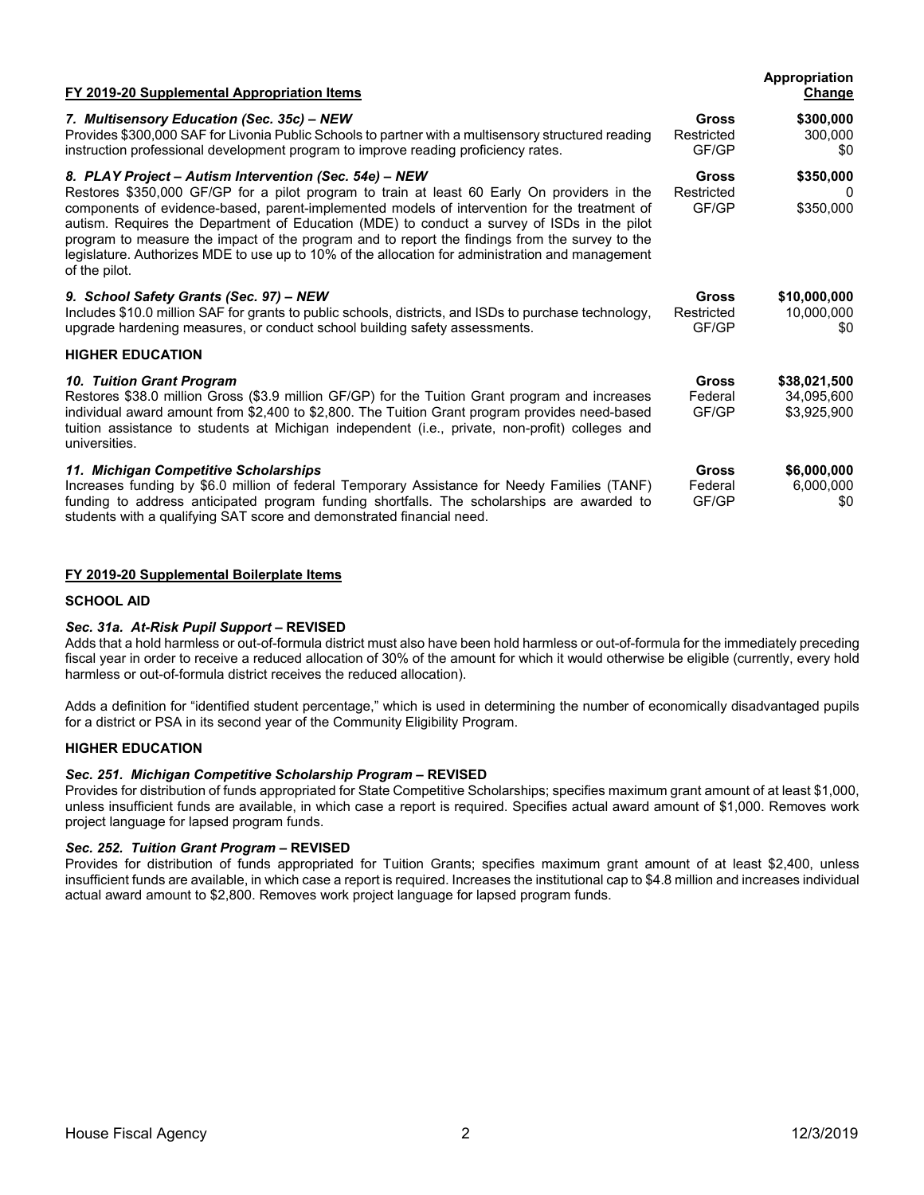| FY 2019-20 Supplemental Appropriation Items | | Appropriation Change |
|---|---|---|
| ***7. Multisensory Education (Sec. 35c) – NEW*** <br> Provides $300,000 SAF for Livonia Public Schools to partner with a multisensory structured reading instruction professional development program to improve reading proficiency rates. | **Gross** <br> Restricted <br> GF/GP | **$300,000** <br> 300,000 <br> $0 |
| ***8. PLAY Project – Autism Intervention (Sec. 54e) – NEW*** <br> Restores $350,000 GF/GP for a pilot program to train at least 60 Early On providers in the components of evidence-based, parent-implemented models of intervention for the treatment of autism. Requires the Department of Education (MDE) to conduct a survey of ISDs in the pilot program to measure the impact of the program and to report the findings from the survey to the legislature. Authorizes MDE to use up to 10% of the allocation for administration and management of the pilot. | **Gross** <br> Restricted <br> GF/GP | **$350,000** <br> 0 <br> $350,000 |
| ***9. School Safety Grants (Sec. 97) – NEW*** <br> Includes $10.0 million SAF for grants to public schools, districts, and ISDs to purchase technology, upgrade hardening measures, or conduct school building safety assessments. | **Gross** <br> Restricted <br> GF/GP | **$10,000,000** <br> 10,000,000 <br> $0 |
| **HIGHER EDUCATION** | | |
| ***10. Tuition Grant Program*** <br> Restores $38.0 million Gross ($3.9 million GF/GP) for the Tuition Grant program and increases individual award amount from $2,400 to $2,800. The Tuition Grant program provides need-based tuition assistance to students at Michigan independent (i.e., private, non-profit) colleges and universities. | **Gross** <br> Federal <br> GF/GP | **$38,021,500** <br> 34,095,600 <br> $3,925,900 |
| ***11. Michigan Competitive Scholarships*** <br> Increases funding by $6.0 million of federal Temporary Assistance for Needy Families (TANF) funding to address anticipated program funding shortfalls. The scholarships are awarded to students with a qualifying SAT score and demonstrated financial need. | **Gross** <br> Federal <br> GF/GP | **$6,000,000** <br> 6,000,000 <br> $0 |

## FY 2019-20 Supplemental Boilerplate Items

### SCHOOL AID

***Sec. 31a. At-Risk Pupil Support* – REVISED**

Adds that a hold harmless or out-of-formula district must also have been hold harmless or out-of-formula for the immediately preceding fiscal year in order to receive a reduced allocation of 30% of the amount for which it would otherwise be eligible (currently, every hold harmless or out-of-formula district receives the reduced allocation).

Adds a definition for "identified student percentage," which is used in determining the number of economically disadvantaged pupils for a district or PSA in its second year of the Community Eligibility Program.

### HIGHER EDUCATION

***Sec. 251. Michigan Competitive Scholarship Program* – REVISED**

Provides for distribution of funds appropriated for State Competitive Scholarships; specifies maximum grant amount of at least $1,000, unless insufficient funds are available, in which case a report is required. Specifies actual award amount of $1,000. Removes work project language for lapsed program funds.

***Sec. 252. Tuition Grant Program* – REVISED**

Provides for distribution of funds appropriated for Tuition Grants; specifies maximum grant amount of at least $2,400, unless insufficient funds are available, in which case a report is required. Increases the institutional cap to $4.8 million and increases individual actual award amount to $2,800. Removes work project language for lapsed program funds.